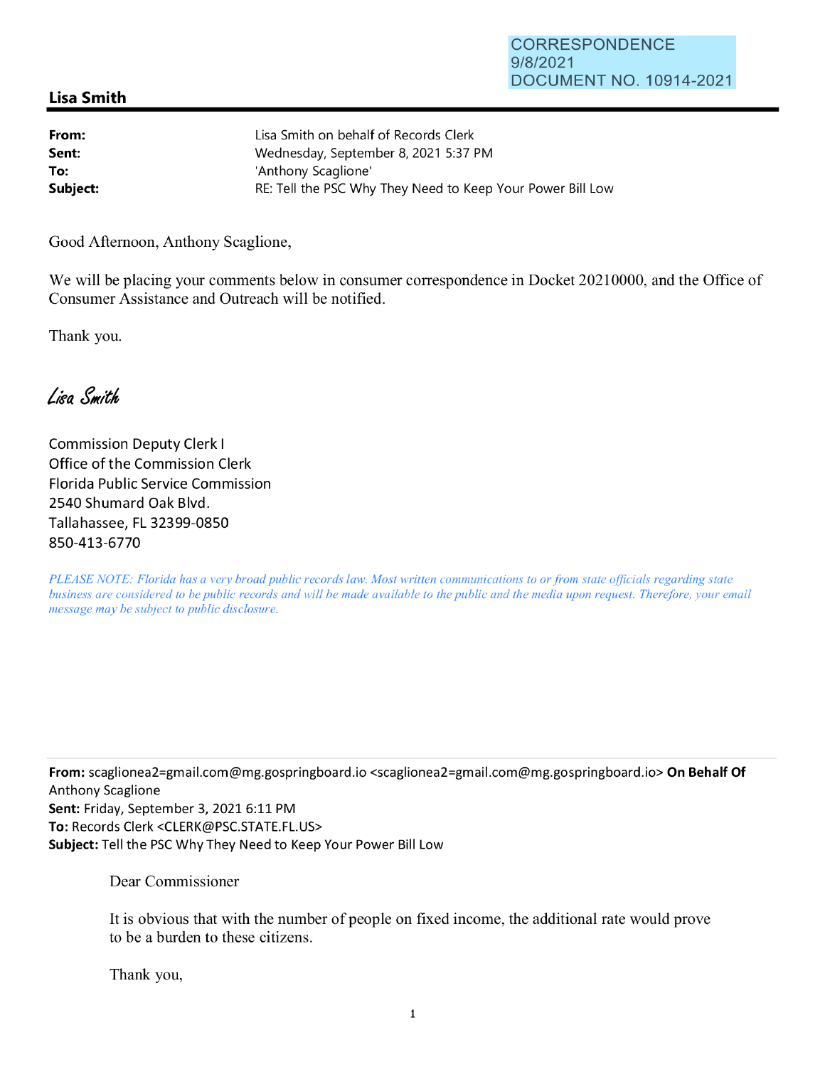CORRESPONDENCE
9/8/2021
DOCUMENT NO. 10914-2021

## Lisa Smith

**From:** Lisa Smith on behalf of Records Clerk
**Sent:** Wednesday, September 8, 2021 5:37 PM
**To:** 'Anthony Scaglione'
**Subject:** RE: Tell the PSC Why They Need to Keep Your Power Bill Low

Good Afternoon, Anthony Scaglione,

We will be placing your comments below in consumer correspondence in Docket 20210000, and the Office of Consumer Assistance and Outreach will be notified.

Thank you.

*Lisa Smith*

Commission Deputy Clerk I
Office of the Commission Clerk
Florida Public Service Commission
2540 Shumard Oak Blvd.
Tallahassee, FL 32399-0850
850-413-6770

*PLEASE NOTE: Florida has a very broad public records law. Most written communications to or from state officials regarding state business are considered to be public records and will be made available to the public and the media upon request. Therefore, your email message may be subject to public disclosure.*

---

**From:** scaglionea2=gmail.com@mg.gospringboard.io <scaglionea2=gmail.com@mg.gospringboard.io> **On Behalf Of** Anthony Scaglione
**Sent:** Friday, September 3, 2021 6:11 PM
**To:** Records Clerk <CLERK@PSC.STATE.FL.US>
**Subject:** Tell the PSC Why They Need to Keep Your Power Bill Low

Dear Commissioner

It is obvious that with the number of people on fixed income, the additional rate would prove to be a burden to these citizens.

Thank you,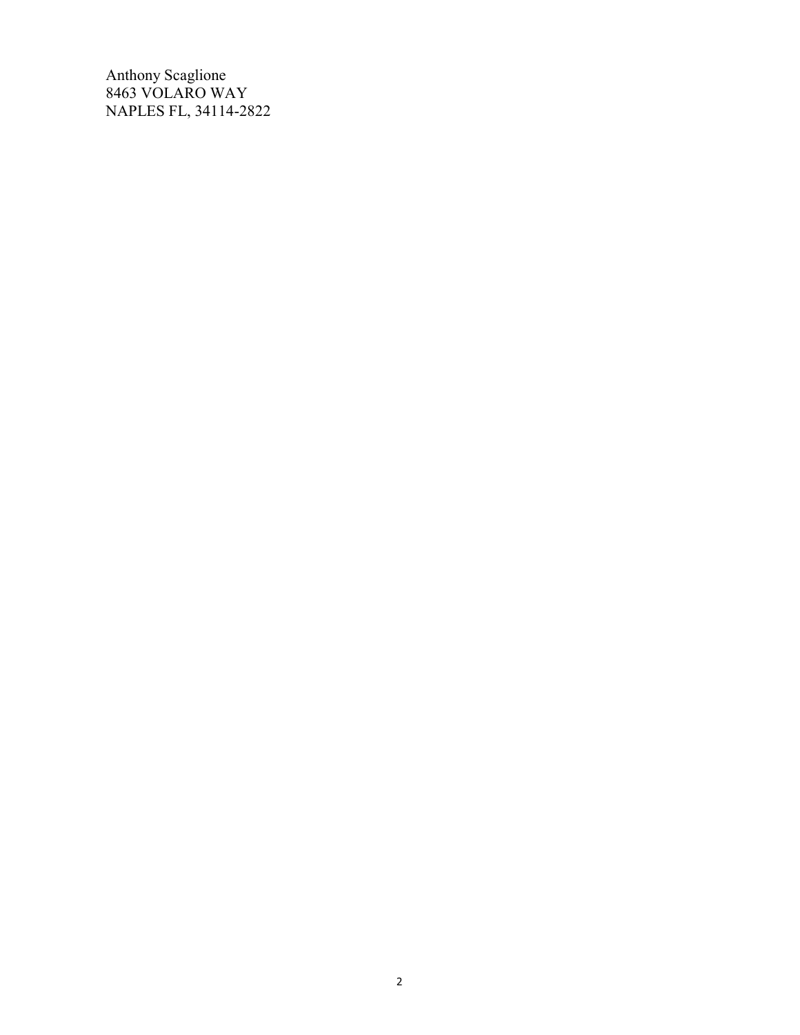Anthony Scaglione
8463 VOLARO WAY
NAPLES FL, 34114-2822